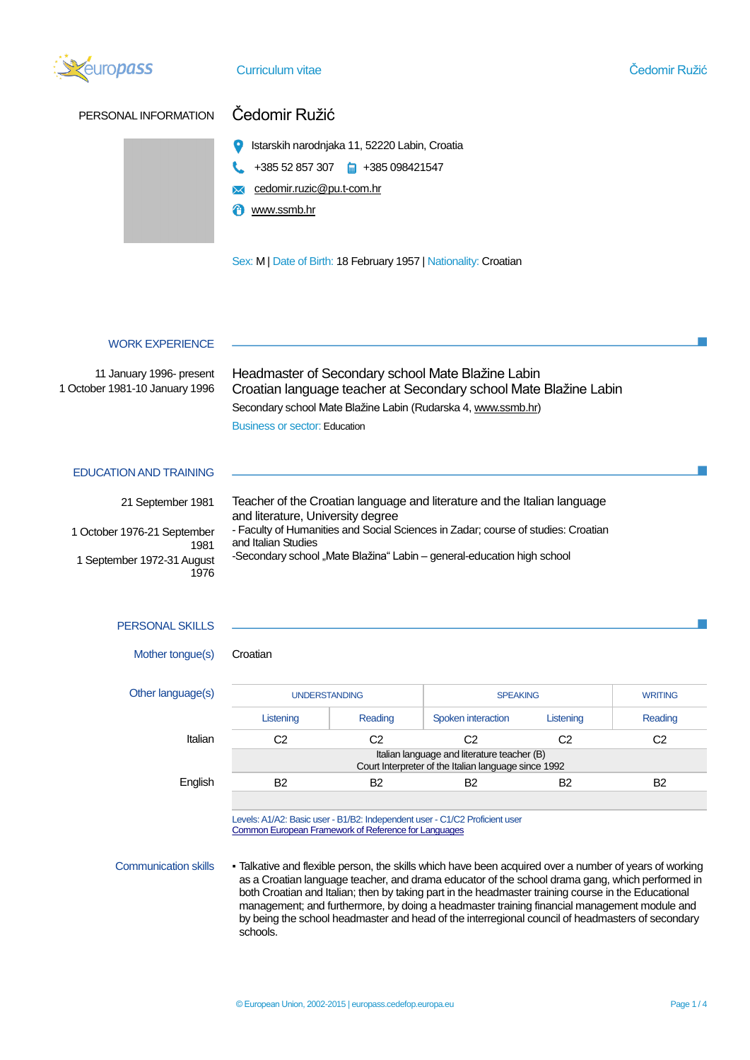Curriculum vitae

# PERSONAL INFORMATION

## Čedomir Ružić

Istarskih narodnjaka 11, 52220 Labin, Croatia

+385 52 857 307 +385 098421547

cedomir.ruzic@pu.t-com.hr

www.ssmb.hr

Sex: M | Date of Birth: 18 February 1957 | Nationality: Croatian

# WORK EXPERIENCE

11 January 1996- present
1 October 1981-10 January 1996

**Headmaster of Secondary school Mate Blažine Labin**
**Croatian language teacher at Secondary school Mate Blažine Labin**

Secondary school Mate Blažine Labin (Rudarska 4, www.ssmb.hr)

Business or sector: Education

# EDUCATION AND TRAINING

21 September 1981
Teacher of the Croatian language and literature and the Italian language and literature, University degree

1 October 1976-21 September 1981
- Faculty of Humanities and Social Sciences in Zadar; course of studies: Croatian and Italian Studies

1 September 1972-31 August 1976
-Secondary school „Mate Blažina" Labin – general-education high school

# PERSONAL SKILLS

Mother tongue(s): Croatian

Other language(s)

| | UNDERSTANDING | | SPEAKING | | WRITING |
|---|---|---|---|---|---|
| | Listening | Reading | Spoken interaction | Listening | Reading |
| Italian | C2 | C2 | C2 | C2 | C2 |
| | Italian language and literature teacher (B) Court Interpreter of the Italian language since 1992 | | | | |
| English | B2 | B2 | B2 | B2 | B2 |

Levels: A1/A2: Basic user - B1/B2: Independent user - C1/C2 Proficient user
Common European Framework of Reference for Languages

Communication skills

- Talkative and flexible person, the skills which have been acquired over a number of years of working as a Croatian language teacher, and drama educator of the school drama gang, which performed in both Croatian and Italian; then by taking part in the headmaster training course in the Educational management; and furthermore, by doing a headmaster training financial management module and by being the school headmaster and head of the interregional council of headmasters of secondary schools.

© European Union, 2002-2015 | europass.cedefop.europa.eu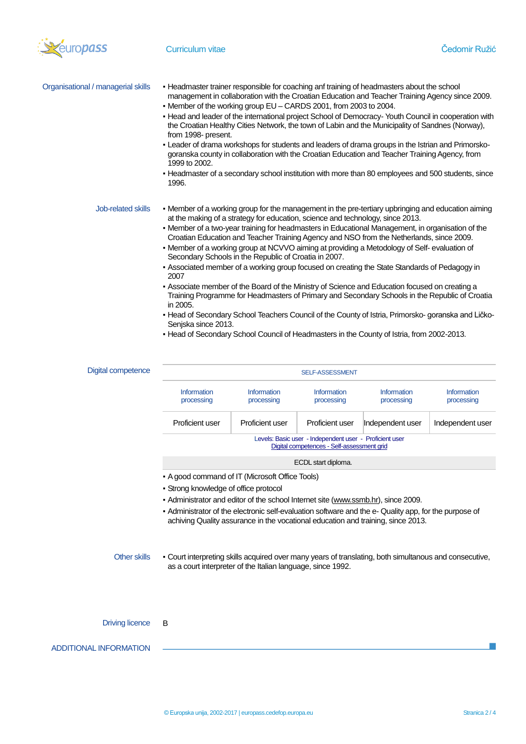## Organisational / managerial skills

- Headmaster trainer responsible for coaching anf training of headmasters about the school management in collaboration with the Croatian Education and Teacher Training Agency since 2009.
- Member of the working group EU – CARDS 2001, from 2003 to 2004.
- Head and leader of the international project School of Democracy- Youth Council in cooperation with the Croatian Healthy Cities Network, the town of Labin and the Municipality of Sandnes (Norway), from 1998- present.
- Leader of drama workshops for students and leaders of drama groups in the Istrian and Primorsko-goranska county in collaboration with the Croatian Education and Teacher Training Agency, from 1999 to 2002.
- Headmaster of a secondary school institution with more than 80 employees and 500 students, since 1996.

## Job-related skills

- Member of a working group for the management in the pre-tertiary upbringing and education aiming at the making of a strategy for education, science and technology, since 2013.
- Member of a two-year training for headmasters in Educational Management, in organisation of the Croatian Education and Teacher Training Agency and NSO from the Netherlands, since 2009.
- Member of a working group at NCVVO aiming at providing a Metodology of Self- evaluation of Secondary Schools in the Republic of Croatia in 2007.
- Associated member of a working group focused on creating the State Standards of Pedagogy in 2007
- Associate member of the Board of the Ministry of Science and Education focused on creating a Training Programme for Headmasters of Primary and Secondary Schools in the Republic of Croatia in 2005.
- Head of Secondary School Teachers Council of the County of Istria, Primorsko- goranska and Ličko-Senjska since 2013.
- Head of Secondary School Council of Headmasters in the County of Istria, from 2002-2013.

## Digital competence

| SELF-ASSESSMENT | | | | |
|---|---|---|---|---|
| Information processing | Information processing | Information processing | Information processing | Information processing |
| Proficient user | Proficient user | Proficient user | Independent user | Independent user |

Levels: Basic user - Independent user - Proficient user
Digital competences - Self-assessment grid

ECDL start diploma.

- A good command of IT (Microsoft Office Tools)
- Strong knowledge of office protocol
- Administrator and editor of the school Internet site (www.ssmb.hr), since 2009.
- Administrator of the electronic self-evaluation software and the e- Quality app, for the purpose of achiving Quality assurance in the vocational education and training, since 2013.

## Other skills

- Court interpreting skills acquired over many years of translating, both simultanous and consecutive, as a court interpreter of the Italian language, since 1992.

## Driving licence

B

## ADDITIONAL INFORMATION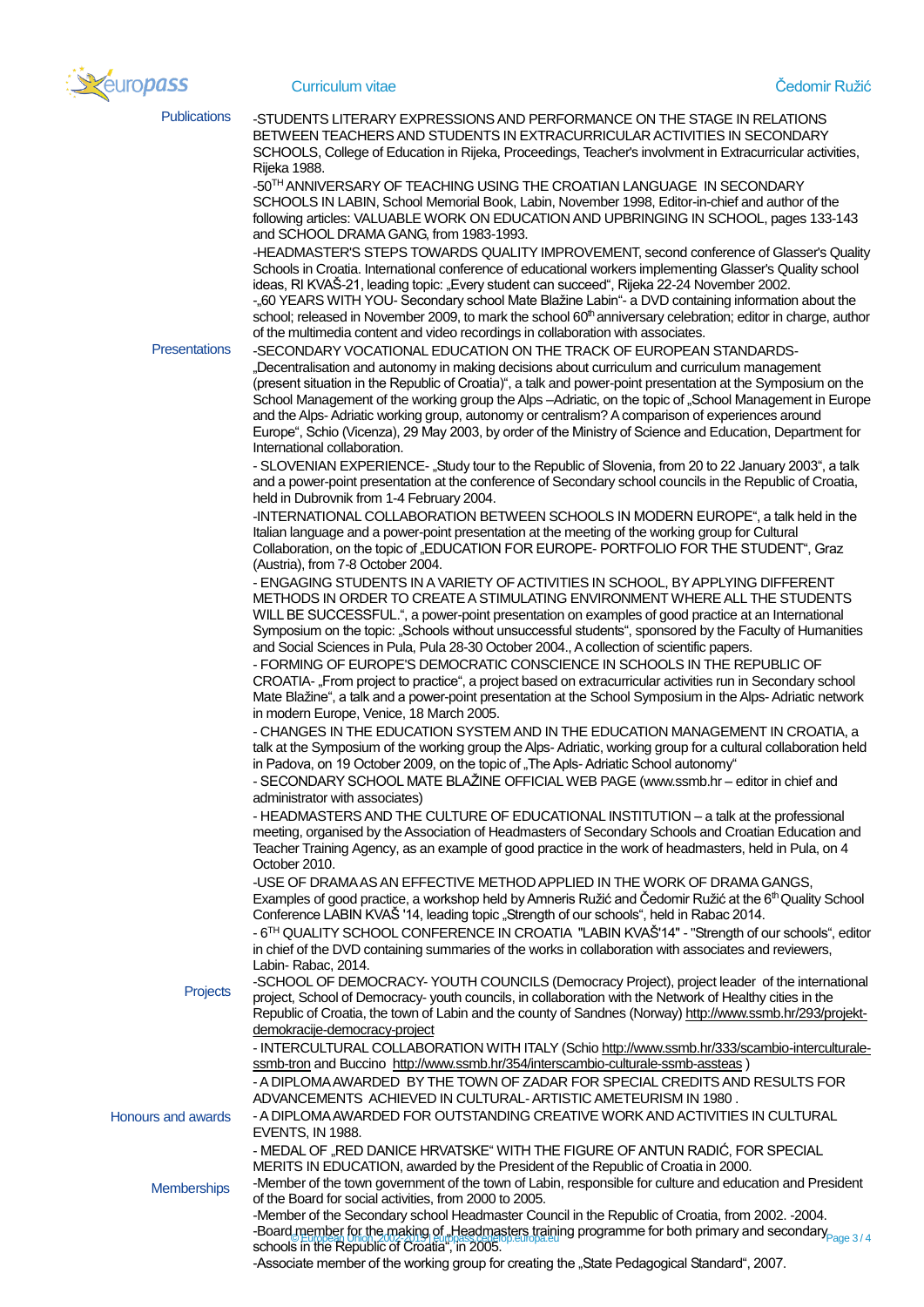### Publications

-STUDENTS LITERARY EXPRESSIONS AND PERFORMANCE ON THE STAGE IN RELATIONS BETWEEN TEACHERS AND STUDENTS IN EXTRACURRICULAR ACTIVITIES IN SECONDARY SCHOOLS, College of Education in Rijeka, Proceedings, Teacher's involvment in Extracurricular activities, Rijeka 1988.

-50TH ANNIVERSARY OF TEACHING USING THE CROATIAN LANGUAGE IN SECONDARY SCHOOLS IN LABIN, School Memorial Book, Labin, November 1998, Editor-in-chief and author of the following articles: VALUABLE WORK ON EDUCATION AND UPBRINGING IN SCHOOL, pages 133-143 and SCHOOL DRAMA GANG, from 1983-1993.

-HEADMASTER'S STEPS TOWARDS QUALITY IMPROVEMENT, second conference of Glasser's Quality Schools in Croatia. International conference of educational workers implementing Glasser's Quality school ideas, RI KVAŠ-21, leading topic: „Every student can succeed", Rijeka 22-24 November 2002.

-„60 YEARS WITH YOU- Secondary school Mate Blažine Labin"- a DVD containing information about the school; released in November 2009, to mark the school 60th anniversary celebration; editor in charge, author of the multimedia content and video recordings in collaboration with associates.

### Presentations

-SECONDARY VOCATIONAL EDUCATION ON THE TRACK OF EUROPEAN STANDARDS- „Decentralisation and autonomy in making decisions about curriculum and curriculum management (present situation in the Republic of Croatia)", a talk and power-point presentation at the Symposium on the School Management of the working group the Alps –Adriatic, on the topic of „School Management in Europe and the Alps- Adriatic working group, autonomy or centralism? A comparison of experiences around Europe", Schio (Vicenza), 29 May 2003, by order of the Ministry of Science and Education, Department for International collaboration.

- SLOVENIAN EXPERIENCE- „Study tour to the Republic of Slovenia, from 20 to 22 January 2003", a talk and a power-point presentation at the conference of Secondary school councils in the Republic of Croatia, held in Dubrovnik from 1-4 February 2004.

-INTERNATIONAL COLLABORATION BETWEEN SCHOOLS IN MODERN EUROPE", a talk held in the Italian language and a power-point presentation at the meeting of the working group for Cultural Collaboration, on the topic of „EDUCATION FOR EUROPE- PORTFOLIO FOR THE STUDENT", Graz (Austria), from 7-8 October 2004.

- ENGAGING STUDENTS IN A VARIETY OF ACTIVITIES IN SCHOOL, BY APPLYING DIFFERENT METHODS IN ORDER TO CREATE A STIMULATING ENVIRONMENT WHERE ALL THE STUDENTS WILL BE SUCCESSFUL.", a power-point presentation on examples of good practice at an International Symposium on the topic: „Schools without unsuccessful students", sponsored by the Faculty of Humanities and Social Sciences in Pula, Pula 28-30 October 2004., A collection of scientific papers.

- FORMING OF EUROPE'S DEMOCRATIC CONSCIENCE IN SCHOOLS IN THE REPUBLIC OF CROATIA- „From project to practice", a project based on extracurricular activities run in Secondary school Mate Blažine", a talk and a power-point presentation at the School Symposium in the Alps- Adriatic network in modern Europe, Venice, 18 March 2005.

- CHANGES IN THE EDUCATION SYSTEM AND IN THE EDUCATION MANAGEMENT IN CROATIA, a talk at the Symposium of the working group the Alps- Adriatic, working group for a cultural collaboration held in Padova, on 19 October 2009, on the topic of „The Apls- Adriatic School autonomy"

- SECONDARY SCHOOL MATE BLAŽINE OFFICIAL WEB PAGE (www.ssmb.hr – editor in chief and administrator with associates)

- HEADMASTERS AND THE CULTURE OF EDUCATIONAL INSTITUTION – a talk at the professional meeting, organised by the Association of Headmasters of Secondary Schools and Croatian Education and Teacher Training Agency, as an example of good practice in the work of headmasters, held in Pula, on 4 October 2010.

-USE OF DRAMA AS AN EFFECTIVE METHOD APPLIED IN THE WORK OF DRAMA GANGS, Examples of good practice, a workshop held by Amneris Ružić and Čedomir Ružić at the 6th Quality School Conference LABIN KVAŠ '14, leading topic „Strength of our schools", held in Rabac 2014.

- 6TH QUALITY SCHOOL CONFERENCE IN CROATIA "LABIN KVAŠ'14" - "Strength of our schools", editor in chief of the DVD containing summaries of the works in collaboration with associates and reviewers, Labin- Rabac, 2014.

### Projects

-SCHOOL OF DEMOCRACY- YOUTH COUNCILS (Democracy Project), project leader of the international project, School of Democracy- youth councils, in collaboration with the Network of Healthy cities in the Republic of Croatia, the town of Labin and the county of Sandnes (Norway) http://www.ssmb.hr/293/projekt-demokracije-democracy-project

- INTERCULTURAL COLLABORATION WITH ITALY (Schio http://www.ssmb.hr/333/scambio-interculturale-ssmb-tron and Buccino http://www.ssmb.hr/354/interscambio-culturale-ssmb-assteas )

### Honours and awards

- A DIPLOMA AWARDED BY THE TOWN OF ZADAR FOR SPECIAL CREDITS AND RESULTS FOR ADVANCEMENTS ACHIEVED IN CULTURAL- ARTISTIC AMETEURISM IN 1980 .

- A DIPLOMA AWARDED FOR OUTSTANDING CREATIVE WORK AND ACTIVITIES IN CULTURAL EVENTS, IN 1988.

- MEDAL OF „RED DANICE HRVATSKE" WITH THE FIGURE OF ANTUN RADIĆ, FOR SPECIAL MERITS IN EDUCATION, awarded by the President of the Republic of Croatia in 2000.

### Memberships

-Member of the town government of the town of Labin, responsible for culture and education and President of the Board for social activities, from 2000 to 2005.

-Member of the Secondary school Headmaster Council in the Republic of Croatia, from 2002. -2004.

-Board member for the making of „Headmasters training programme for both primary and secondary schools in the Republic of Croatia", in 2005.

-Associate member of the working group for creating the „State Pedagogical Standard", 2007.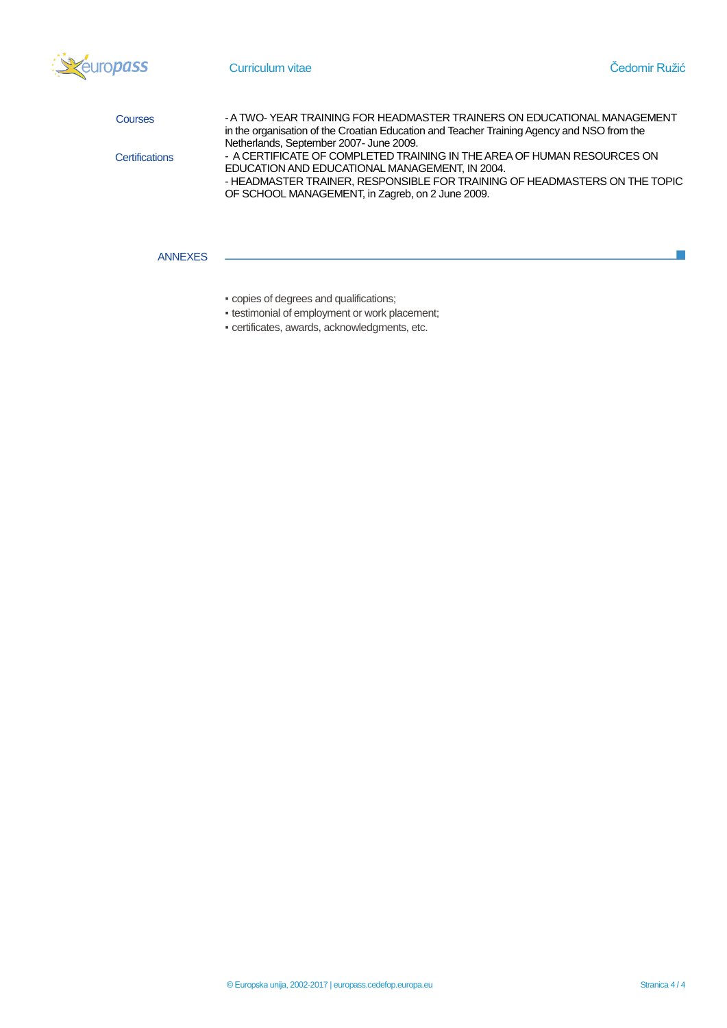**Courses**

- A TWO- YEAR TRAINING FOR HEADMASTER TRAINERS ON EDUCATIONAL MANAGEMENT in the organisation of the Croatian Education and Teacher Training Agency and NSO from the Netherlands, September 2007- June 2009.

**Certifications**

- A CERTIFICATE OF COMPLETED TRAINING IN THE AREA OF HUMAN RESOURCES ON EDUCATION AND EDUCATIONAL MANAGEMENT, IN 2004.
- HEADMASTER TRAINER, RESPONSIBLE FOR TRAINING OF HEADMASTERS ON THE TOPIC OF SCHOOL MANAGEMENT, in Zagreb, on 2 June 2009.

## ANNEXES

- copies of degrees and qualifications;
- testimonial of employment or work placement;
- certificates, awards, acknowledgments, etc.